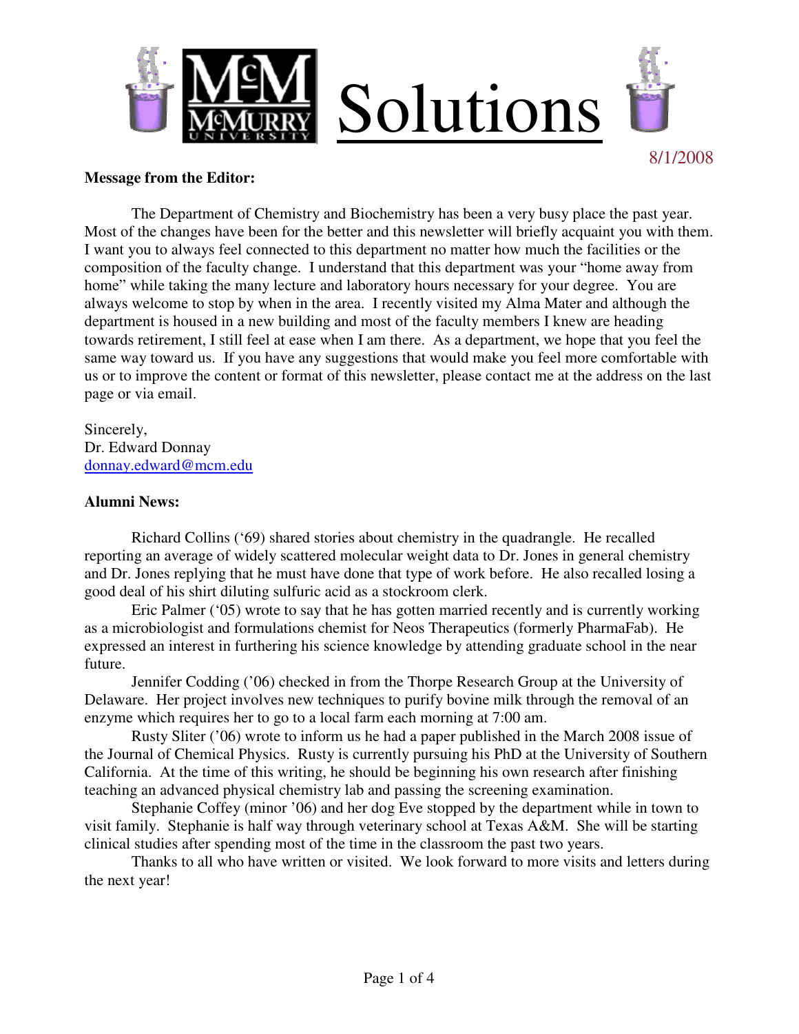# Solutions

8/1/2008

**Message from the Editor:**

The Department of Chemistry and Biochemistry has been a very busy place the past year. Most of the changes have been for the better and this newsletter will briefly acquaint you with them. I want you to always feel connected to this department no matter how much the facilities or the composition of the faculty change. I understand that this department was your "home away from home" while taking the many lecture and laboratory hours necessary for your degree. You are always welcome to stop by when in the area. I recently visited my Alma Mater and although the department is housed in a new building and most of the faculty members I knew are heading towards retirement, I still feel at ease when I am there. As a department, we hope that you feel the same way toward us. If you have any suggestions that would make you feel more comfortable with us or to improve the content or format of this newsletter, please contact me at the address on the last page or via email.

Sincerely,
Dr. Edward Donnay
donnay.edward@mcm.edu

**Alumni News:**

Richard Collins ('69) shared stories about chemistry in the quadrangle. He recalled reporting an average of widely scattered molecular weight data to Dr. Jones in general chemistry and Dr. Jones replying that he must have done that type of work before. He also recalled losing a good deal of his shirt diluting sulfuric acid as a stockroom clerk.

Eric Palmer ('05) wrote to say that he has gotten married recently and is currently working as a microbiologist and formulations chemist for Neos Therapeutics (formerly PharmaFab). He expressed an interest in furthering his science knowledge by attending graduate school in the near future.

Jennifer Codding ('06) checked in from the Thorpe Research Group at the University of Delaware. Her project involves new techniques to purify bovine milk through the removal of an enzyme which requires her to go to a local farm each morning at 7:00 am.

Rusty Sliter ('06) wrote to inform us he had a paper published in the March 2008 issue of the Journal of Chemical Physics. Rusty is currently pursuing his PhD at the University of Southern California. At the time of this writing, he should be beginning his own research after finishing teaching an advanced physical chemistry lab and passing the screening examination.

Stephanie Coffey (minor '06) and her dog Eve stopped by the department while in town to visit family. Stephanie is half way through veterinary school at Texas A&M. She will be starting clinical studies after spending most of the time in the classroom the past two years.

Thanks to all who have written or visited. We look forward to more visits and letters during the next year!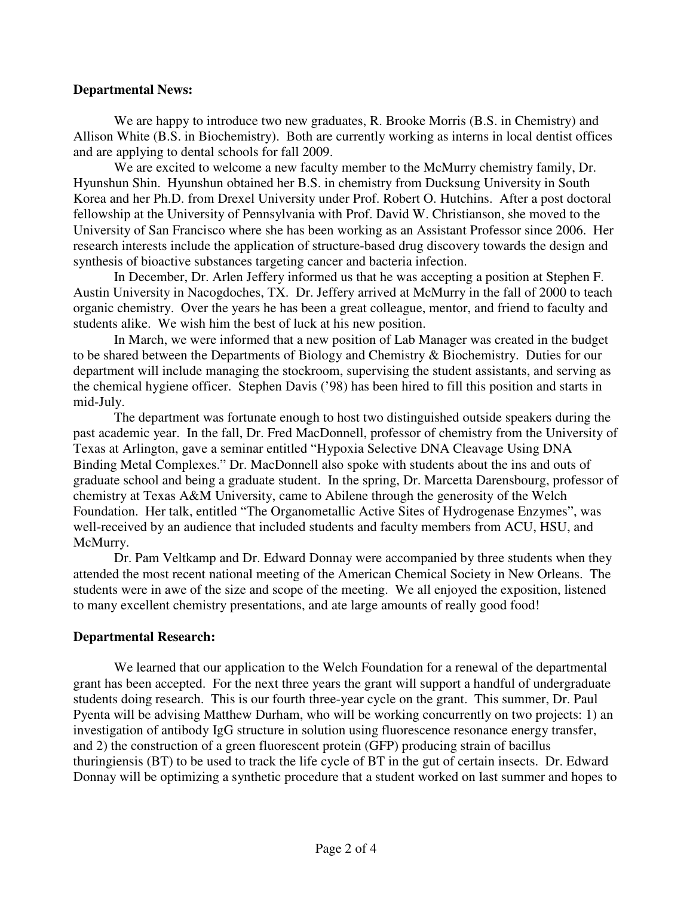**Departmental News:**

We are happy to introduce two new graduates, R. Brooke Morris (B.S. in Chemistry) and Allison White (B.S. in Biochemistry). Both are currently working as interns in local dentist offices and are applying to dental schools for fall 2009.

We are excited to welcome a new faculty member to the McMurry chemistry family, Dr. Hyunshun Shin. Hyunshun obtained her B.S. in chemistry from Ducksung University in South Korea and her Ph.D. from Drexel University under Prof. Robert O. Hutchins. After a post doctoral fellowship at the University of Pennsylvania with Prof. David W. Christianson, she moved to the University of San Francisco where she has been working as an Assistant Professor since 2006. Her research interests include the application of structure-based drug discovery towards the design and synthesis of bioactive substances targeting cancer and bacteria infection.

In December, Dr. Arlen Jeffery informed us that he was accepting a position at Stephen F. Austin University in Nacogdoches, TX. Dr. Jeffery arrived at McMurry in the fall of 2000 to teach organic chemistry. Over the years he has been a great colleague, mentor, and friend to faculty and students alike. We wish him the best of luck at his new position.

In March, we were informed that a new position of Lab Manager was created in the budget to be shared between the Departments of Biology and Chemistry & Biochemistry. Duties for our department will include managing the stockroom, supervising the student assistants, and serving as the chemical hygiene officer. Stephen Davis ('98) has been hired to fill this position and starts in mid-July.

The department was fortunate enough to host two distinguished outside speakers during the past academic year. In the fall, Dr. Fred MacDonnell, professor of chemistry from the University of Texas at Arlington, gave a seminar entitled "Hypoxia Selective DNA Cleavage Using DNA Binding Metal Complexes." Dr. MacDonnell also spoke with students about the ins and outs of graduate school and being a graduate student. In the spring, Dr. Marcetta Darensbourg, professor of chemistry at Texas A&M University, came to Abilene through the generosity of the Welch Foundation. Her talk, entitled "The Organometallic Active Sites of Hydrogenase Enzymes", was well-received by an audience that included students and faculty members from ACU, HSU, and McMurry.

Dr. Pam Veltkamp and Dr. Edward Donnay were accompanied by three students when they attended the most recent national meeting of the American Chemical Society in New Orleans. The students were in awe of the size and scope of the meeting. We all enjoyed the exposition, listened to many excellent chemistry presentations, and ate large amounts of really good food!

**Departmental Research:**

We learned that our application to the Welch Foundation for a renewal of the departmental grant has been accepted. For the next three years the grant will support a handful of undergraduate students doing research. This is our fourth three-year cycle on the grant. This summer, Dr. Paul Pyenta will be advising Matthew Durham, who will be working concurrently on two projects: 1) an investigation of antibody IgG structure in solution using fluorescence resonance energy transfer, and 2) the construction of a green fluorescent protein (GFP) producing strain of bacillus thuringiensis (BT) to be used to track the life cycle of BT in the gut of certain insects. Dr. Edward Donnay will be optimizing a synthetic procedure that a student worked on last summer and hopes to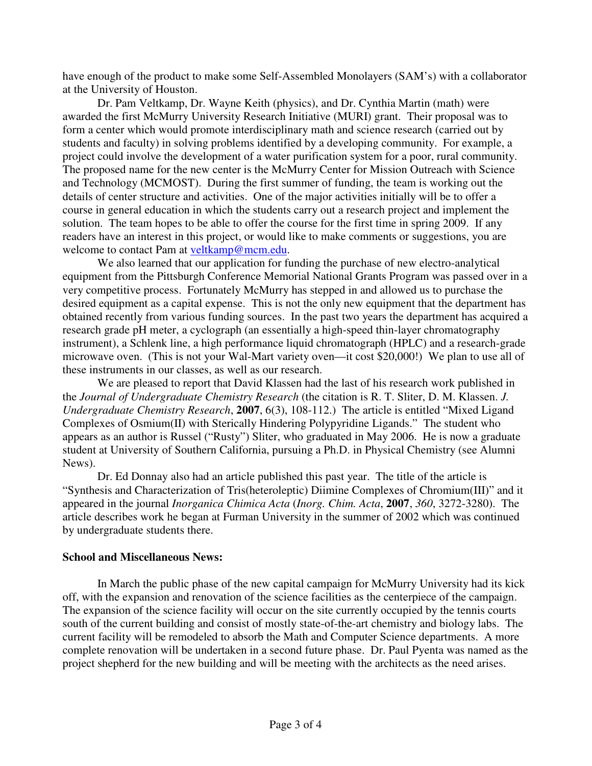have enough of the product to make some Self-Assembled Monolayers (SAM's) with a collaborator at the University of Houston.

Dr. Pam Veltkamp, Dr. Wayne Keith (physics), and Dr. Cynthia Martin (math) were awarded the first McMurry University Research Initiative (MURI) grant. Their proposal was to form a center which would promote interdisciplinary math and science research (carried out by students and faculty) in solving problems identified by a developing community. For example, a project could involve the development of a water purification system for a poor, rural community. The proposed name for the new center is the McMurry Center for Mission Outreach with Science and Technology (MCMOST). During the first summer of funding, the team is working out the details of center structure and activities. One of the major activities initially will be to offer a course in general education in which the students carry out a research project and implement the solution. The team hopes to be able to offer the course for the first time in spring 2009. If any readers have an interest in this project, or would like to make comments or suggestions, you are welcome to contact Pam at veltkamp@mcm.edu.

We also learned that our application for funding the purchase of new electro-analytical equipment from the Pittsburgh Conference Memorial National Grants Program was passed over in a very competitive process. Fortunately McMurry has stepped in and allowed us to purchase the desired equipment as a capital expense. This is not the only new equipment that the department has obtained recently from various funding sources. In the past two years the department has acquired a research grade pH meter, a cyclograph (an essentially a high-speed thin-layer chromatography instrument), a Schlenk line, a high performance liquid chromatograph (HPLC) and a research-grade microwave oven. (This is not your Wal-Mart variety oven—it cost $20,000!) We plan to use all of these instruments in our classes, as well as our research.

We are pleased to report that David Klassen had the last of his research work published in the *Journal of Undergraduate Chemistry Research* (the citation is R. T. Sliter, D. M. Klassen. *J. Undergraduate Chemistry Research*, **2007**, 6(3), 108-112.) The article is entitled "Mixed Ligand Complexes of Osmium(II) with Sterically Hindering Polypyridine Ligands." The student who appears as an author is Russel ("Rusty") Sliter, who graduated in May 2006. He is now a graduate student at University of Southern California, pursuing a Ph.D. in Physical Chemistry (see Alumni News).

Dr. Ed Donnay also had an article published this past year. The title of the article is "Synthesis and Characterization of Tris(heteroleptic) Diimine Complexes of Chromium(III)" and it appeared in the journal *Inorganica Chimica Acta* (*Inorg. Chim. Acta*, **2007**, *360*, 3272-3280). The article describes work he began at Furman University in the summer of 2002 which was continued by undergraduate students there.

**School and Miscellaneous News:**

In March the public phase of the new capital campaign for McMurry University had its kick off, with the expansion and renovation of the science facilities as the centerpiece of the campaign. The expansion of the science facility will occur on the site currently occupied by the tennis courts south of the current building and consist of mostly state-of-the-art chemistry and biology labs. The current facility will be remodeled to absorb the Math and Computer Science departments. A more complete renovation will be undertaken in a second future phase. Dr. Paul Pyenta was named as the project shepherd for the new building and will be meeting with the architects as the need arises.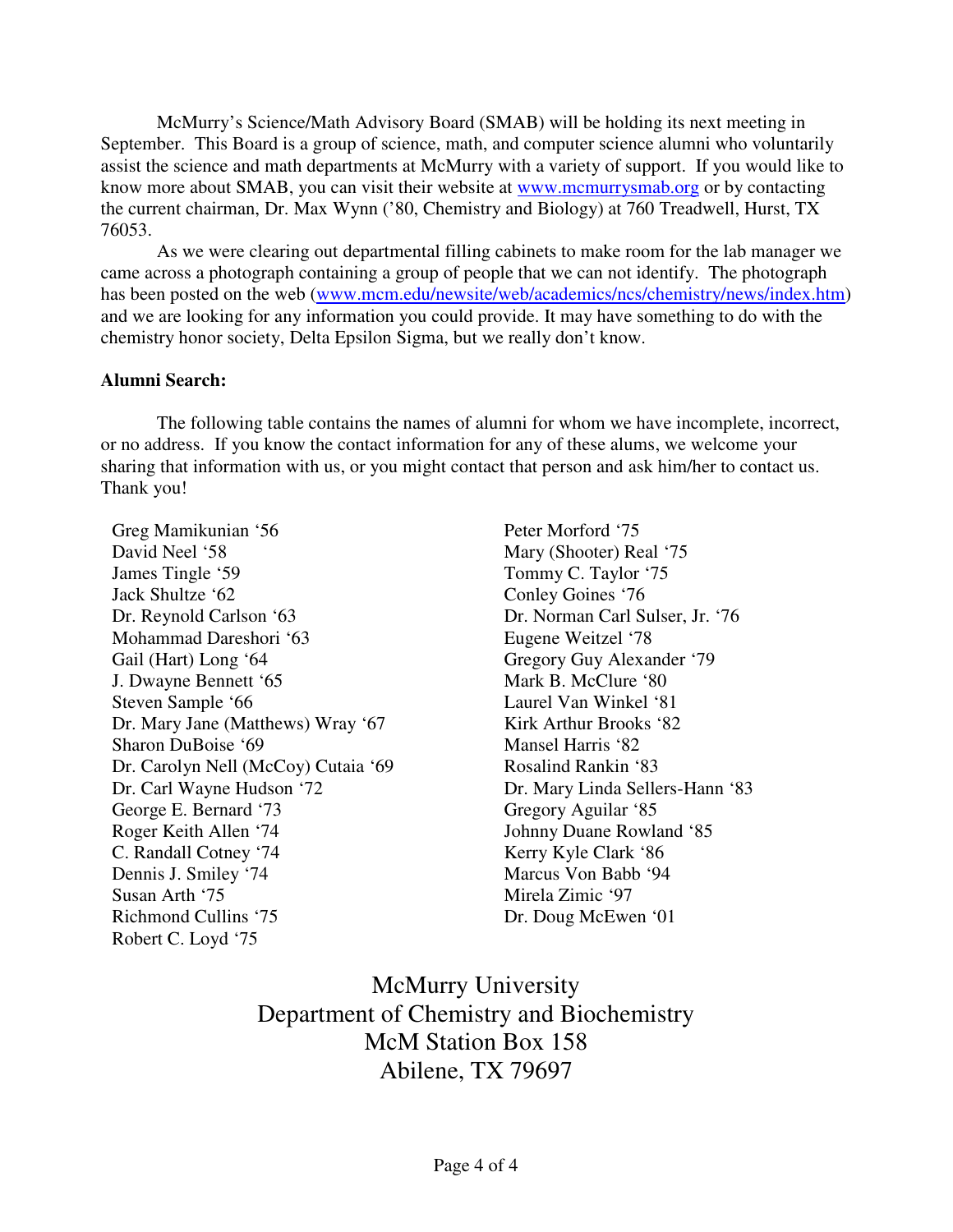McMurry's Science/Math Advisory Board (SMAB) will be holding its next meeting in September. This Board is a group of science, math, and computer science alumni who voluntarily assist the science and math departments at McMurry with a variety of support. If you would like to know more about SMAB, you can visit their website at www.mcmurrysmab.org or by contacting the current chairman, Dr. Max Wynn ('80, Chemistry and Biology) at 760 Treadwell, Hurst, TX 76053.

As we were clearing out departmental filling cabinets to make room for the lab manager we came across a photograph containing a group of people that we can not identify. The photograph has been posted on the web (www.mcm.edu/newsite/web/academics/ncs/chemistry/news/index.htm) and we are looking for any information you could provide. It may have something to do with the chemistry honor society, Delta Epsilon Sigma, but we really don't know.

**Alumni Search:**

The following table contains the names of alumni for whom we have incomplete, incorrect, or no address. If you know the contact information for any of these alums, we welcome your sharing that information with us, or you might contact that person and ask him/her to contact us. Thank you!

Greg Mamikunian '56
David Neel '58
James Tingle '59
Jack Shultze '62
Dr. Reynold Carlson '63
Mohammad Dareshori '63
Gail (Hart) Long '64
J. Dwayne Bennett '65
Steven Sample '66
Dr. Mary Jane (Matthews) Wray '67
Sharon DuBoise '69
Dr. Carolyn Nell (McCoy) Cutaia '69
Dr. Carl Wayne Hudson '72
George E. Bernard '73
Roger Keith Allen '74
C. Randall Cotney '74
Dennis J. Smiley '74
Susan Arth '75
Richmond Cullins '75
Robert C. Loyd '75
Peter Morford '75
Mary (Shooter) Real '75
Tommy C. Taylor '75
Conley Goines '76
Dr. Norman Carl Sulser, Jr. '76
Eugene Weitzel '78
Gregory Guy Alexander '79
Mark B. McClure '80
Laurel Van Winkel '81
Kirk Arthur Brooks '82
Mansel Harris '82
Rosalind Rankin '83
Dr. Mary Linda Sellers-Hann '83
Gregory Aguilar '85
Johnny Duane Rowland '85
Kerry Kyle Clark '86
Marcus Von Babb '94
Mirela Zimic '97
Dr. Doug McEwen '01

McMurry University
Department of Chemistry and Biochemistry
McM Station Box 158
Abilene, TX 79697